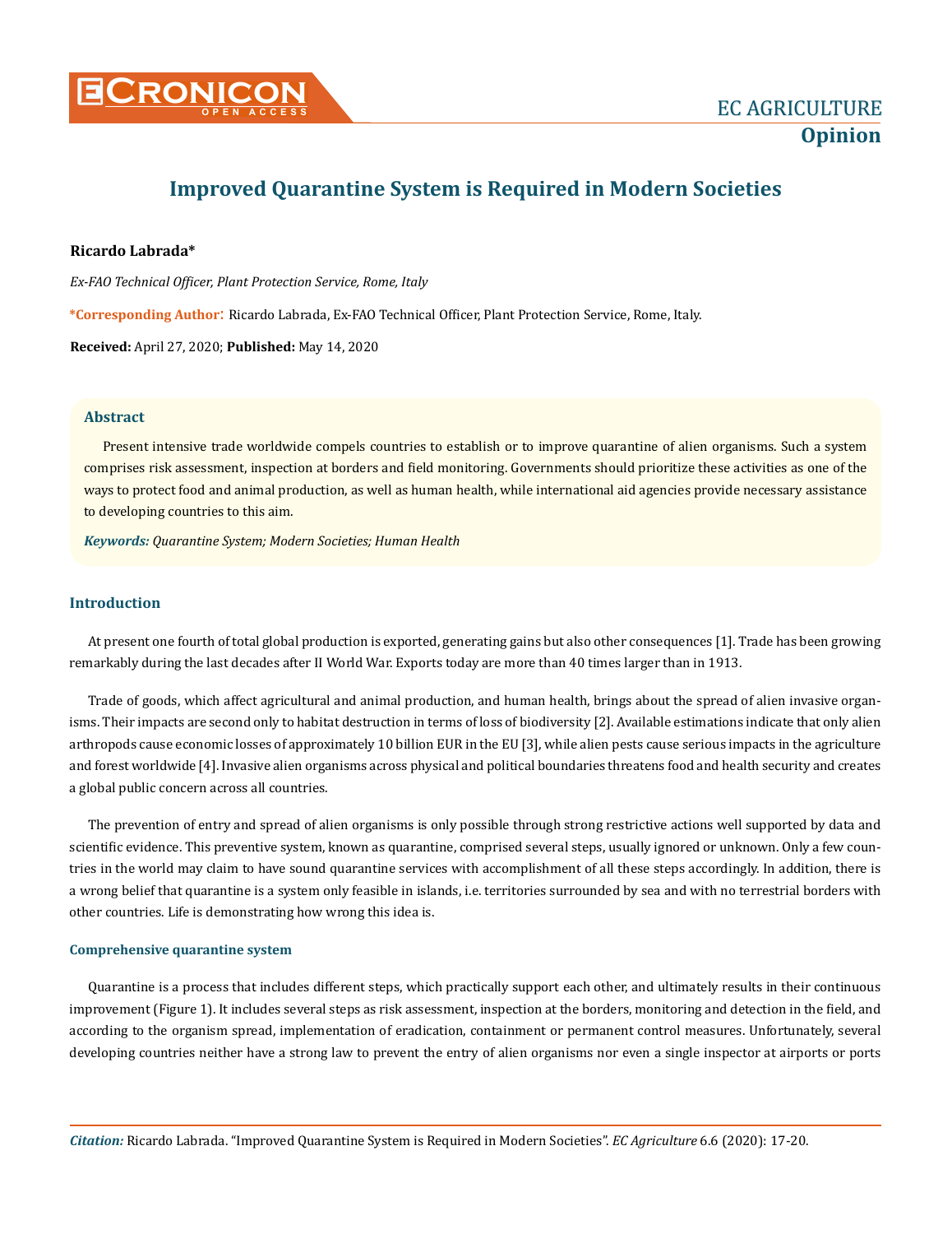EC AGRICULTURE

**Opinion**

# Improved Quarantine System is Required in Modern Societies

**Ricardo Labrada***

*Ex-FAO Technical Officer, Plant Protection Service, Rome, Italy*

***Corresponding Author**: Ricardo Labrada, Ex-FAO Technical Officer, Plant Protection Service, Rome, Italy.

**Received:** April 27, 2020; **Published:** May 14, 2020

## Abstract

Present intensive trade worldwide compels countries to establish or to improve quarantine of alien organisms. Such a system comprises risk assessment, inspection at borders and field monitoring. Governments should prioritize these activities as one of the ways to protect food and animal production, as well as human health, while international aid agencies provide necessary assistance to developing countries to this aim.

***Keywords:*** *Quarantine System; Modern Societies; Human Health*

## Introduction

At present one fourth of total global production is exported, generating gains but also other consequences [1]. Trade has been growing remarkably during the last decades after II World War. Exports today are more than 40 times larger than in 1913.

Trade of goods, which affect agricultural and animal production, and human health, brings about the spread of alien invasive organisms. Their impacts are second only to habitat destruction in terms of loss of biodiversity [2]. Available estimations indicate that only alien arthropods cause economic losses of approximately 10 billion EUR in the EU [3], while alien pests cause serious impacts in the agriculture and forest worldwide [4]. Invasive alien organisms across physical and political boundaries threatens food and health security and creates a global public concern across all countries.

The prevention of entry and spread of alien organisms is only possible through strong restrictive actions well supported by data and scientific evidence. This preventive system, known as quarantine, comprised several steps, usually ignored or unknown. Only a few countries in the world may claim to have sound quarantine services with accomplishment of all these steps accordingly. In addition, there is a wrong belief that quarantine is a system only feasible in islands, i.e. territories surrounded by sea and with no terrestrial borders with other countries. Life is demonstrating how wrong this idea is.

### Comprehensive quarantine system

Quarantine is a process that includes different steps, which practically support each other, and ultimately results in their continuous improvement (Figure 1). It includes several steps as risk assessment, inspection at the borders, monitoring and detection in the field, and according to the organism spread, implementation of eradication, containment or permanent control measures. Unfortunately, several developing countries neither have a strong law to prevent the entry of alien organisms nor even a single inspector at airports or ports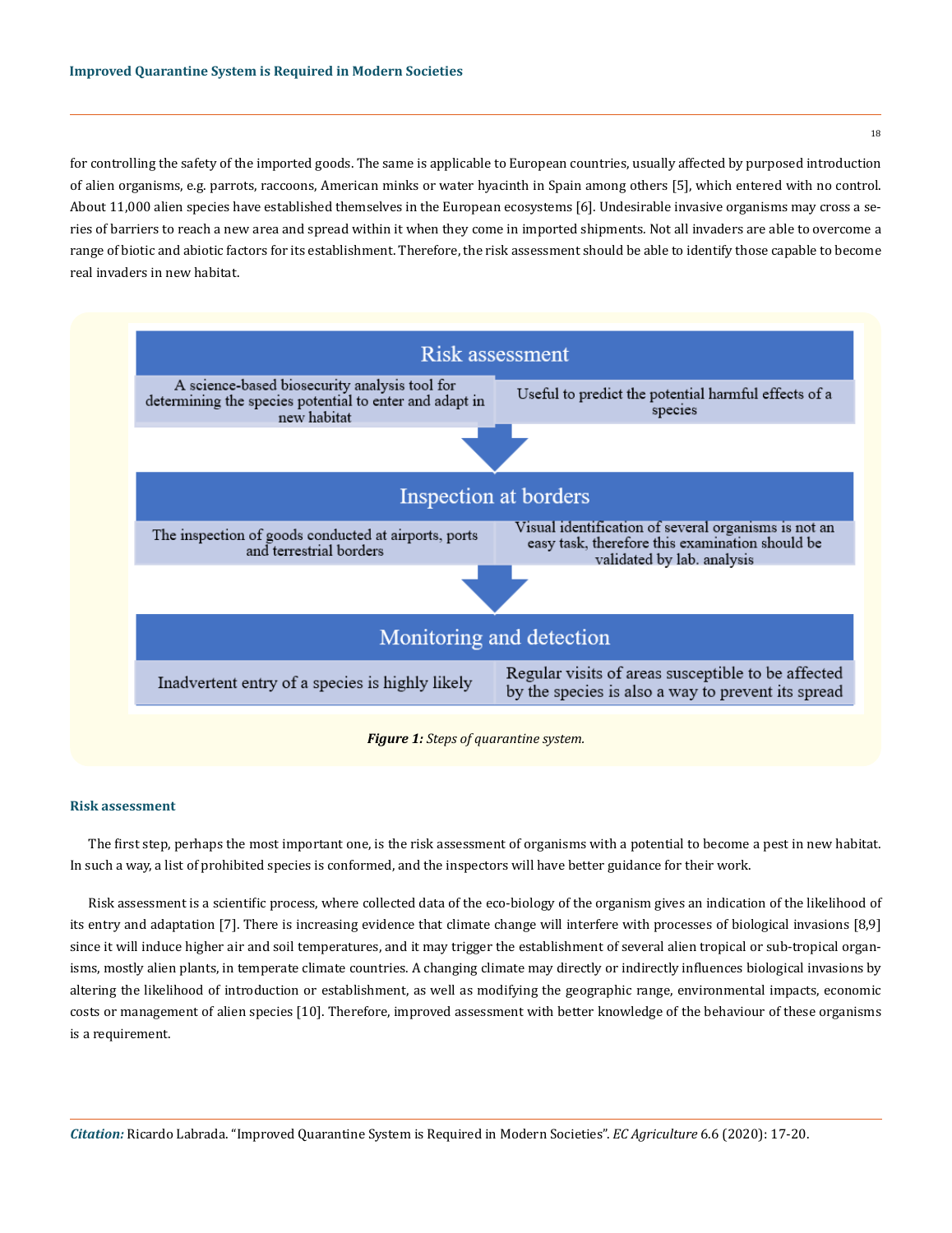for controlling the safety of the imported goods. The same is applicable to European countries, usually affected by purposed introduction of alien organisms, e.g. parrots, raccoons, American minks or water hyacinth in Spain among others [5], which entered with no control. About 11,000 alien species have established themselves in the European ecosystems [6]. Undesirable invasive organisms may cross a series of barriers to reach a new area and spread within it when they come in imported shipments. Not all invaders are able to overcome a range of biotic and abiotic factors for its establishment. Therefore, the risk assessment should be able to identify those capable to become real invaders in new habitat.

| Risk assessment | |
|---|---|
| A science-based biosecurity analysis tool for determining the species potential to enter and adapt in new habitat | Useful to predict the potential harmful effects of a species |

| Inspection at borders | |
|---|---|
| The inspection of goods conducted at airports, ports and terrestrial borders | Visual identification of several organisms is not an easy task, therefore this examination should be validated by lab. analysis |

| Monitoring and detection | |
|---|---|
| Inadvertent entry of a species is highly likely | Regular visits of areas susceptible to be affected by the species is also a way to prevent its spread |

***Figure 1:*** *Steps of quarantine system.*

### Risk assessment

The first step, perhaps the most important one, is the risk assessment of organisms with a potential to become a pest in new habitat. In such a way, a list of prohibited species is conformed, and the inspectors will have better guidance for their work.

Risk assessment is a scientific process, where collected data of the eco-biology of the organism gives an indication of the likelihood of its entry and adaptation [7]. There is increasing evidence that climate change will interfere with processes of biological invasions [8,9] since it will induce higher air and soil temperatures, and it may trigger the establishment of several alien tropical or sub-tropical organisms, mostly alien plants, in temperate climate countries. A changing climate may directly or indirectly influences biological invasions by altering the likelihood of introduction or establishment, as well as modifying the geographic range, environmental impacts, economic costs or management of alien species [10]. Therefore, improved assessment with better knowledge of the behaviour of these organisms is a requirement.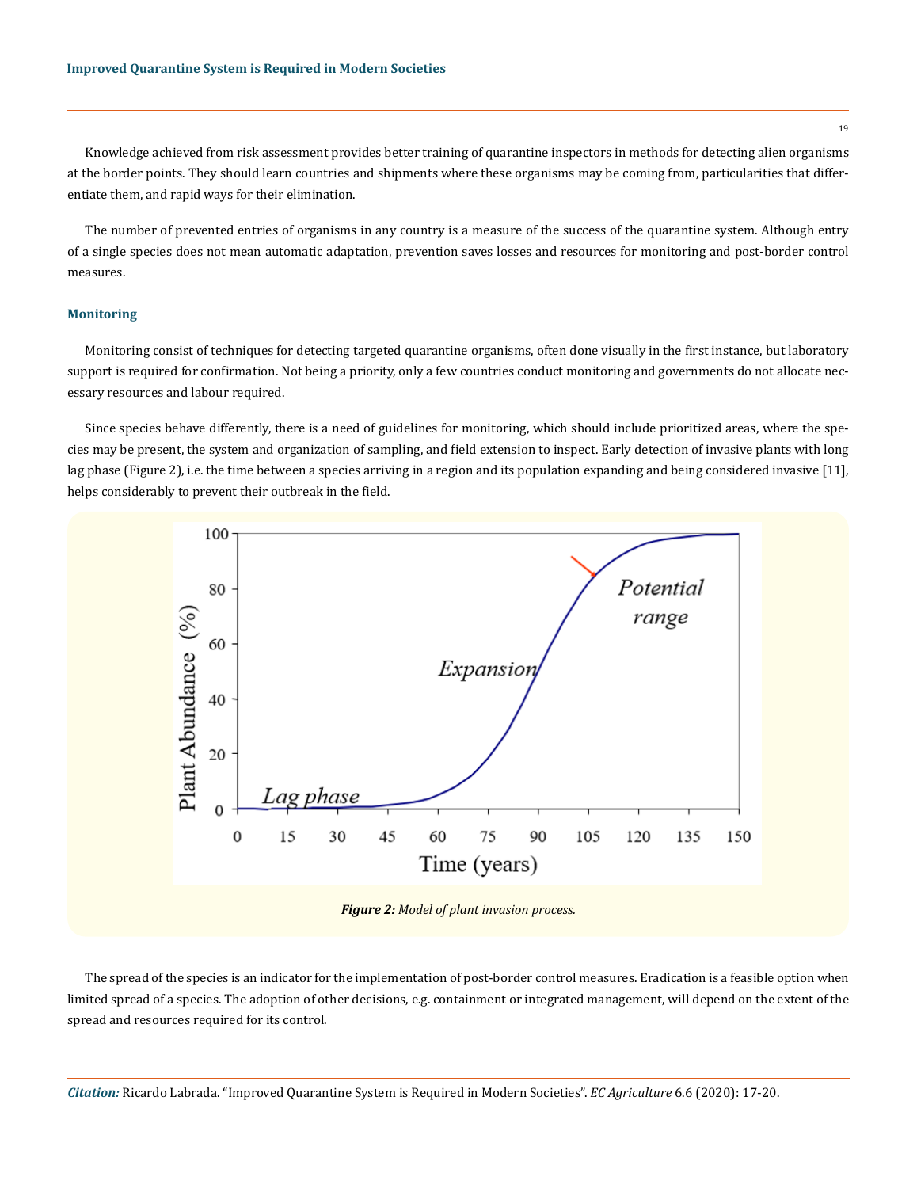Knowledge achieved from risk assessment provides better training of quarantine inspectors in methods for detecting alien organisms at the border points. They should learn countries and shipments where these organisms may be coming from, particularities that differentiate them, and rapid ways for their elimination.

The number of prevented entries of organisms in any country is a measure of the success of the quarantine system. Although entry of a single species does not mean automatic adaptation, prevention saves losses and resources for monitoring and post-border control measures.

### Monitoring

Monitoring consist of techniques for detecting targeted quarantine organisms, often done visually in the first instance, but laboratory support is required for confirmation. Not being a priority, only a few countries conduct monitoring and governments do not allocate necessary resources and labour required.

Since species behave differently, there is a need of guidelines for monitoring, which should include prioritized areas, where the species may be present, the system and organization of sampling, and field extension to inspect. Early detection of invasive plants with long lag phase (Figure 2), i.e. the time between a species arriving in a region and its population expanding and being considered invasive [11], helps considerably to prevent their outbreak in the field.

***Figure 2:*** *Model of plant invasion process.*

The spread of the species is an indicator for the implementation of post-border control measures. Eradication is a feasible option when limited spread of a species. The adoption of other decisions, e.g. containment or integrated management, will depend on the extent of the spread and resources required for its control.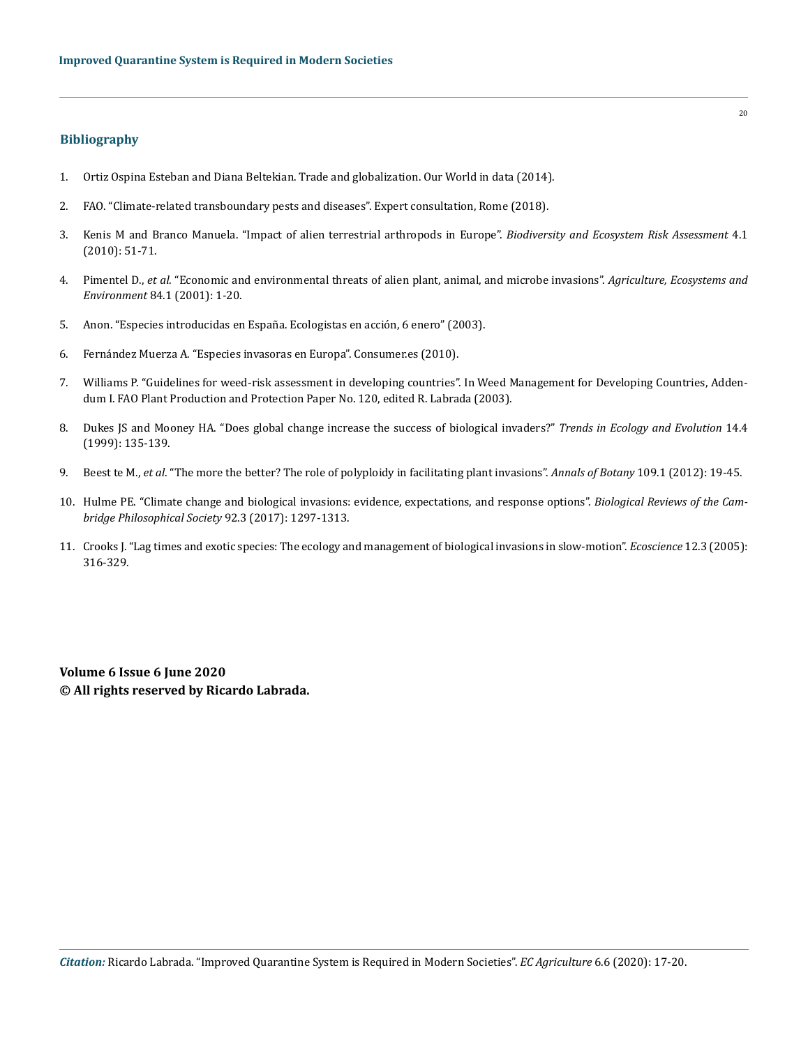## Bibliography

1. Ortiz Ospina Esteban and Diana Beltekian. Trade and globalization. Our World in data (2014).
2. FAO. "Climate-related transboundary pests and diseases". Expert consultation, Rome (2018).
3. Kenis M and Branco Manuela. "Impact of alien terrestrial arthropods in Europe". *Biodiversity and Ecosystem Risk Assessment* 4.1 (2010): 51-71.
4. Pimentel D., *et al*. "Economic and environmental threats of alien plant, animal, and microbe invasions". *Agriculture, Ecosystems and Environment* 84.1 (2001): 1-20.
5. Anon. "Especies introducidas en España. Ecologistas en acción, 6 enero" (2003).
6. Fernández Muerza A. "Especies invasoras en Europa". Consumer.es (2010).
7. Williams P. "Guidelines for weed-risk assessment in developing countries". In Weed Management for Developing Countries, Addendum I. FAO Plant Production and Protection Paper No. 120, edited R. Labrada (2003).
8. Dukes JS and Mooney HA. "Does global change increase the success of biological invaders?" *Trends in Ecology and Evolution* 14.4 (1999): 135-139.
9. Beest te M., *et al*. "The more the better? The role of polyploidy in facilitating plant invasions". *Annals of Botany* 109.1 (2012): 19-45.
10. Hulme PE. "Climate change and biological invasions: evidence, expectations, and response options". *Biological Reviews of the Cambridge Philosophical Society* 92.3 (2017): 1297-1313.
11. Crooks J. "Lag times and exotic species: The ecology and management of biological invasions in slow-motion". *Ecoscience* 12.3 (2005): 316-329.

**Volume 6 Issue 6 June 2020**
**© All rights reserved by Ricardo Labrada.**